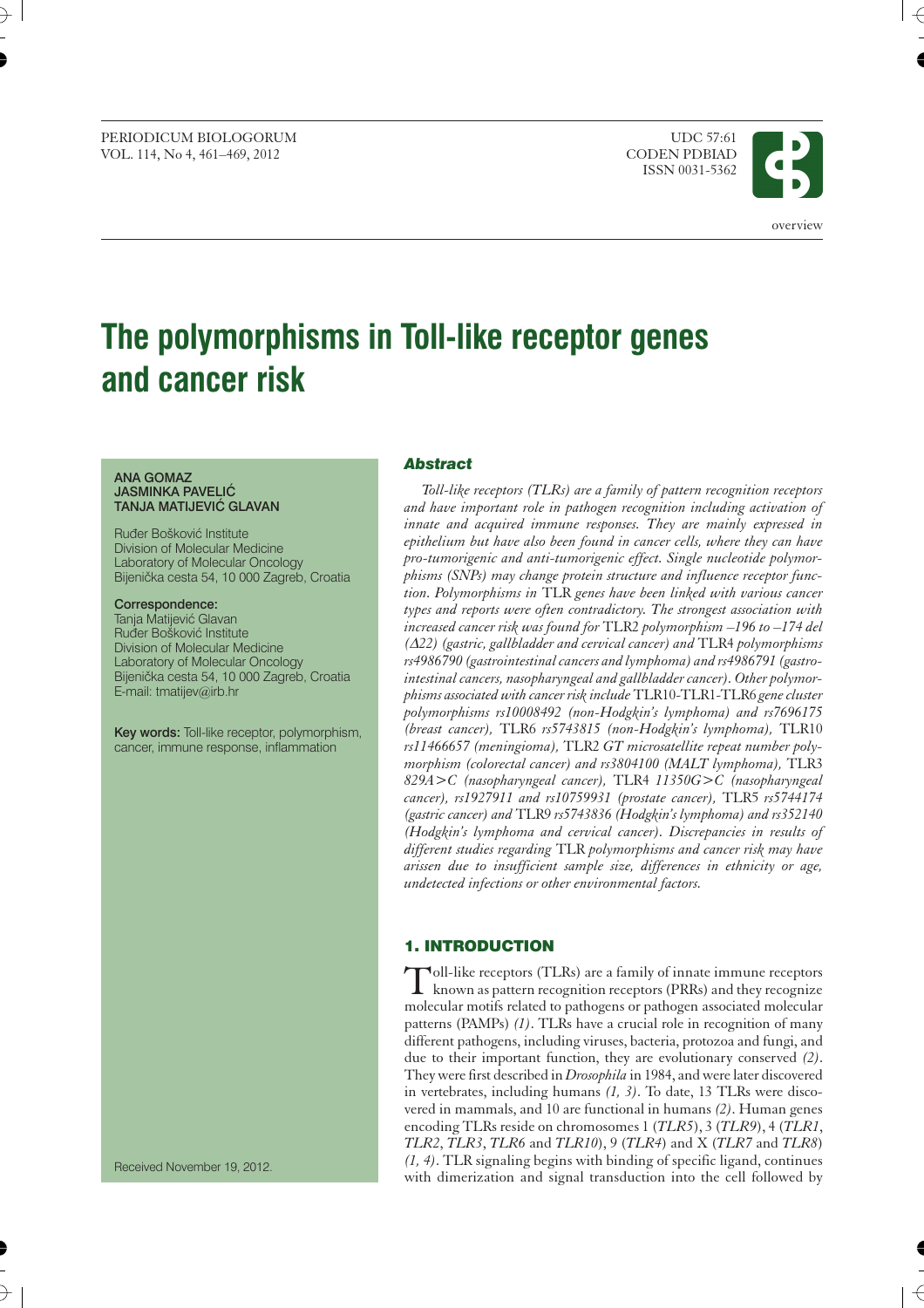PERIODICUM BIOLOGORUM
VOL. 114, No 4, 461–469, 2012

UDC 57:61
CODEN PDBIAD
ISSN 0031-5362

overview

# The polymorphisms in Toll-like receptor genes and cancer risk

ANA GOMAZ
JASMINKA PAVELIĆ
TANJA MATIJEVIĆ GLAVAN

Ruđer Bošković Institute
Division of Molecular Medicine
Laboratory of Molecular Oncology
Bijenička cesta 54, 10 000 Zagreb, Croatia

**Correspondence:**
Tanja Matijević Glavan
Ruđer Bošković Institute
Division of Molecular Medicine
Laboratory of Molecular Oncology
Bijenička cesta 54, 10 000 Zagreb, Croatia
E-mail: tmatijev@irb.hr

**Key words:** Toll-like receptor, polymorphism, cancer, immune response, inflammation

Received November 19, 2012.

## Abstract

*Toll-like receptors (TLRs) are a family of pattern recognition receptors and have important role in pathogen recognition including activation of innate and acquired immune responses. They are mainly expressed in epithelium but have also been found in cancer cells, where they can have pro-tumorigenic and anti-tumorigenic effect. Single nucleotide polymorphisms (SNPs) may change protein structure and influence receptor function. Polymorphisms in* TLR *genes have been linked with various cancer types and reports were often contradictory. The strongest association with increased cancer risk was found for* TLR2 *polymorphism –196 to –174 del (Δ22) (gastric, gallbladder and cervical cancer) and* TLR4 *polymorphisms rs4986790 (gastrointestinal cancers and lymphoma) and rs4986791 (gastrointestinal cancers, nasopharyngeal and gallbladder cancer). Other polymorphisms associated with cancer risk include* TLR10-TLR1-TLR6 *gene cluster polymorphisms rs10008492 (non-Hodgkin's lymphoma) and rs7696175 (breast cancer),* TLR6 *rs5743815 (non-Hodgkin's lymphoma),* TLR10 *rs11466657 (meningioma),* TLR2 *GT microsatellite repeat number polymorphism (colorectal cancer) and rs3804100 (MALT lymphoma),* TLR3 *829A>C (nasopharyngeal cancer),* TLR4 *11350G>C (nasopharyngeal cancer), rs1927911 and rs10759931 (prostate cancer),* TLR5 *rs5744174 (gastric cancer) and* TLR9 *rs5743836 (Hodgkin's lymphoma) and rs352140 (Hodgkin's lymphoma and cervical cancer). Discrepancies in results of different studies regarding* TLR *polymorphisms and cancer risk may have arissen due to insufficient sample size, differences in ethnicity or age, undetected infections or other environmental factors.*

## 1. INTRODUCTION

Toll-like receptors (TLRs) are a family of innate immune receptors known as pattern recognition receptors (PRRs) and they recognize molecular motifs related to pathogens or pathogen associated molecular patterns (PAMPs) *(1)*. TLRs have a crucial role in recognition of many different pathogens, including viruses, bacteria, protozoa and fungi, and due to their important function, they are evolutionary conserved *(2)*. They were first described in *Drosophila* in 1984, and were later discovered in vertebrates, including humans *(1, 3)*. To date, 13 TLRs were discovered in mammals, and 10 are functional in humans *(2)*. Human genes encoding TLRs reside on chromosomes 1 (*TLR5*), 3 (*TLR9*), 4 (*TLR1*, *TLR2*, *TLR3*, *TLR6* and *TLR10*), 9 (*TLR4*) and X (*TLR7* and *TLR8*) *(1, 4)*. TLR signaling begins with binding of specific ligand, continues with dimerization and signal transduction into the cell followed by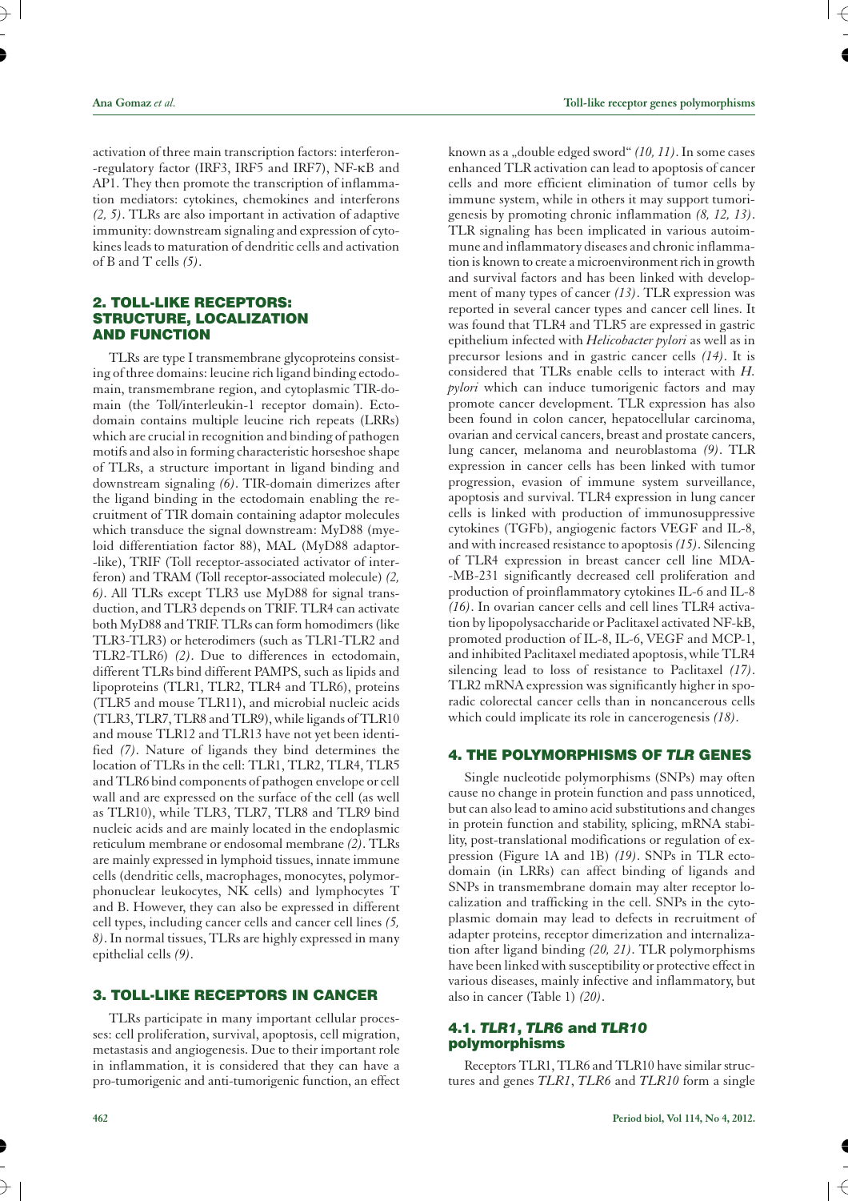activation of three main transcription factors: interferon-regulatory factor (IRF3, IRF5 and IRF7), NF-κB and AP1. They then promote the transcription of inflammation mediators: cytokines, chemokines and interferons *(2, 5)*. TLRs are also important in activation of adaptive immunity: downstream signaling and expression of cytokines leads to maturation of dendritic cells and activation of B and T cells *(5)*.

## 2. TOLL-LIKE RECEPTORS: STRUCTURE, LOCALIZATION AND FUNCTION

TLRs are type I transmembrane glycoproteins consisting of three domains: leucine rich ligand binding ectodomain, transmembrane region, and cytoplasmic TIR-domain (the Toll/interleukin-1 receptor domain). Ectodomain contains multiple leucine rich repeats (LRRs) which are crucial in recognition and binding of pathogen motifs and also in forming characteristic horseshoe shape of TLRs, a structure important in ligand binding and downstream signaling *(6)*. TIR-domain dimerizes after the ligand binding in the ectodomain enabling the recruitment of TIR domain containing adaptor molecules which transduce the signal downstream: MyD88 (myeloid differentiation factor 88), MAL (MyD88 adaptor-like), TRIF (Toll receptor-associated activator of interferon) and TRAM (Toll receptor-associated molecule) *(2, 6)*. All TLRs except TLR3 use MyD88 for signal transduction, and TLR3 depends on TRIF. TLR4 can activate both MyD88 and TRIF. TLRs can form homodimers (like TLR3-TLR3) or heterodimers (such as TLR1-TLR2 and TLR2-TLR6) *(2)*. Due to differences in ectodomain, different TLRs bind different PAMPS, such as lipids and lipoproteins (TLR1, TLR2, TLR4 and TLR6), proteins (TLR5 and mouse TLR11), and microbial nucleic acids (TLR3, TLR7, TLR8 and TLR9), while ligands of TLR10 and mouse TLR12 and TLR13 have not yet been identified *(7)*. Nature of ligands they bind determines the location of TLRs in the cell: TLR1, TLR2, TLR4, TLR5 and TLR6 bind components of pathogen envelope or cell wall and are expressed on the surface of the cell (as well as TLR10), while TLR3, TLR7, TLR8 and TLR9 bind nucleic acids and are mainly located in the endoplasmic reticulum membrane or endosomal membrane *(2)*. TLRs are mainly expressed in lymphoid tissues, innate immune cells (dendritic cells, macrophages, monocytes, polymorphonuclear leukocytes, NK cells) and lymphocytes T and B. However, they can also be expressed in different cell types, including cancer cells and cancer cell lines *(5, 8)*. In normal tissues, TLRs are highly expressed in many epithelial cells *(9)*.

## 3. TOLL-LIKE RECEPTORS IN CANCER

TLRs participate in many important cellular processes: cell proliferation, survival, apoptosis, cell migration, metastasis and angiogenesis. Due to their important role in inflammation, it is considered that they can have a pro-tumorigenic and anti-tumorigenic function, an effect known as a „double edged sword" *(10, 11)*. In some cases enhanced TLR activation can lead to apoptosis of cancer cells and more efficient elimination of tumor cells by immune system, while in others it may support tumorigenesis by promoting chronic inflammation *(8, 12, 13)*. TLR signaling has been implicated in various autoimmune and inflammatory diseases and chronic inflammation is known to create a microenvironment rich in growth and survival factors and has been linked with development of many types of cancer *(13)*. TLR expression was reported in several cancer types and cancer cell lines. It was found that TLR4 and TLR5 are expressed in gastric epithelium infected with *Helicobacter pylori* as well as in precursor lesions and in gastric cancer cells *(14)*. It is considered that TLRs enable cells to interact with *H. pylori* which can induce tumorigenic factors and may promote cancer development. TLR expression has also been found in colon cancer, hepatocellular carcinoma, ovarian and cervical cancers, breast and prostate cancers, lung cancer, melanoma and neuroblastoma *(9)*. TLR expression in cancer cells has been linked with tumor progression, evasion of immune system surveillance, apoptosis and survival. TLR4 expression in lung cancer cells is linked with production of immunosuppressive cytokines (TGFb), angiogenic factors VEGF and IL-8, and with increased resistance to apoptosis *(15)*. Silencing of TLR4 expression in breast cancer cell line MDA-MB-231 significantly decreased cell proliferation and production of proinflammatory cytokines IL-6 and IL-8 *(16)*. In ovarian cancer cells and cell lines TLR4 activation by lipopolysaccharide or Paclitaxel activated NF-kB, promoted production of IL-8, IL-6, VEGF and MCP-1, and inhibited Paclitaxel mediated apoptosis, while TLR4 silencing lead to loss of resistance to Paclitaxel *(17)*. TLR2 mRNA expression was significantly higher in sporadic colorectal cancer cells than in noncancerous cells which could implicate its role in cancerogenesis *(18)*.

## 4. THE POLYMORPHISMS OF *TLR* GENES

Single nucleotide polymorphisms (SNPs) may often cause no change in protein function and pass unnoticed, but can also lead to amino acid substitutions and changes in protein function and stability, splicing, mRNA stability, post-translational modifications or regulation of expression (Figure 1A and 1B) *(19)*. SNPs in TLR ectodomain (in LRRs) can affect binding of ligands and SNPs in transmembrane domain may alter receptor localization and trafficking in the cell. SNPs in the cytoplasmic domain may lead to defects in recruitment of adapter proteins, receptor dimerization and internalization after ligand binding *(20, 21)*. TLR polymorphisms have been linked with susceptibility or protective effect in various diseases, mainly infective and inflammatory, but also in cancer (Table 1) *(20)*.

### 4.1. *TLR1*, *TLR6* and *TLR10* polymorphisms

Receptors TLR1, TLR6 and TLR10 have similar structures and genes *TLR1*, *TLR6* and *TLR10* form a single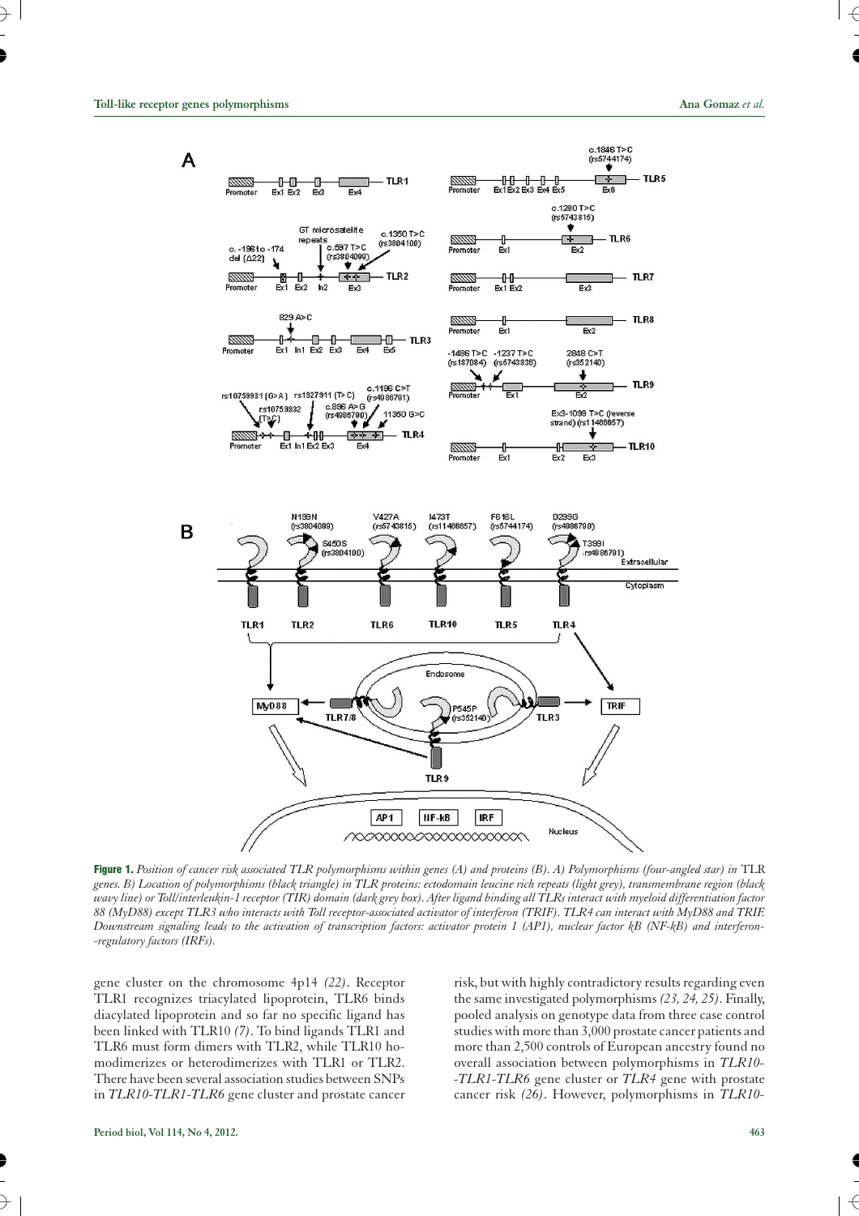**Figure 1.** *Position of cancer risk associated TLR polymorphisms within genes (A) and proteins (B). A) Polymorphisms (four-angled star) in* TLR *genes. B) Location of polymorphisms (black triangle) in TLR proteins: ectodomain leucine rich repeats (light grey), transmembrane region (black wavy line) or Toll/interleukin-1 receptor (TIR) domain (dark grey box). After ligand binding all TLRs interact with myeloid differentiation factor 88 (MyD88) except TLR3 who interacts with Toll receptor-associated activator of interferon (TRIF). TLR4 can interact with MyD88 and TRIF. Downstream signaling leads to the activation of transcription factors: activator protein 1 (AP1), nuclear factor kB (NF-kB) and interferon-regulatory factors (IRFs).*

gene cluster on the chromosome 4p14 *(22)*. Receptor TLR1 recognizes triacylated lipoprotein, TLR6 binds diacylated lipoprotein and so far no specific ligand has been linked with TLR10 *(7)*. To bind ligands TLR1 and TLR6 must form dimers with TLR2, while TLR10 homodimerizes or heterodimerizes with TLR1 or TLR2. There have been several association studies between SNPs in *TLR10-TLR1-TLR6* gene cluster and prostate cancer risk, but with highly contradictory results regarding even the same investigated polymorphisms *(23, 24, 25)*. Finally, pooled analysis on genotype data from three case control studies with more than 3,000 prostate cancer patients and more than 2,500 controls of European ancestry found no overall association between polymorphisms in *TLR10-TLR1-TLR6* gene cluster or *TLR4* gene with prostate cancer risk *(26)*. However, polymorphisms in *TLR10-*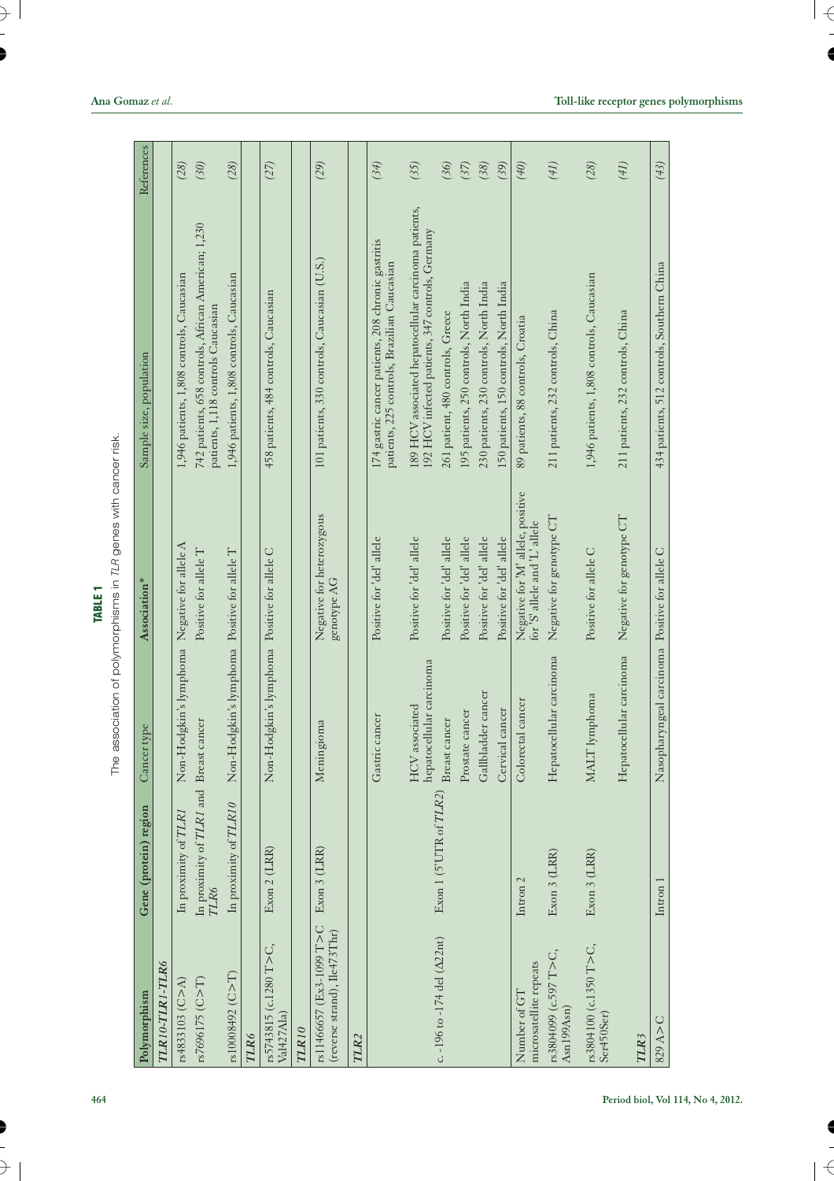**TABLE 1**

The association of polymorphisms in *TLR* genes with cancer risk.

| Polymorphism | Gene (protein) region | Cancer type | Association* | Sample size, population | References |
|---|---|---|---|---|---|
| ***TLR10-TLR1-TLR6*** | | | | | |
| rs4833103 (C>A) | In proximity of *TLR1* | Non-Hodgkin's lymphoma | Negative for allele A | 1,946 patients, 1,808 controls, Caucasian | *(28)* |
| rs7696175 (C>T) | In proximity of *TLR1* and *TLR6* | Breast cancer | Positive for allele T | 742 patients, 658 controls, African American; 1,230 patients, 1,118 controls Caucasian | *(30)* |
| rs10008492 (C>T) | In proximity of *TLR10* | Non-Hodgkin's lymphoma | Positive for allele T | 1,946 patients, 1,808 controls, Caucasian | *(28)* |
| ***TLR6*** | | | | | |
| rs5743815 (c.1280 T>C, Val427Ala) | Exon 2 (LRR) | Non-Hodgkin's lymphoma | Positive for allele C | 458 patients, 484 controls, Caucasian | *(27)* |
| ***TLR10*** | | | | | |
| rs11466657 (Ex3-1099 T>C (reverse strand), Ile473Thr) | Exon 3 (LRR) | Meningioma | Negative for heterozygous genotype AG | 101 patients, 330 controls, Caucasian (U.S.) | *(29)* |
| ***TLR2*** | | | | | |
| c.-196 to -174 del (Δ22nt) | Exon 1 (5'UTR of *TLR2*) | Gastric cancer | Positive for 'del' allele | 174 gastric cancer patients, 208 chronic gastritis patients, 225 controls, Brazilian Caucasian | *(34)* |
| | | HCV associated hepatocellular carcinoma | Positive for 'del' allele | 189 HCV associated hepatocellular carcinoma patients, 192 HCV infected patients, 347 controls, Germany | *(35)* |
| | | Breast cancer | Positive for 'del' allele | 261 patient, 480 controls, Greece | *(36)* |
| | | Prostate cancer | Positive for 'del' allele | 195 patients, 250 controls, North India | *(37)* |
| | | Gallbladder cancer | Positive for 'del' allele | 230 patients, 230 controls, North India | *(38)* |
| | | Cervical cancer | Positive for 'del' allele | 150 patients, 150 controls, North India | *(39)* |
| Number of GT microsatellite repeats | Intron 2 | Colorectal cancer | Negative for 'M' allele, positive for 'S' allele and 'L' allele | 89 patients, 88 controls, Croatia | *(40)* |
| rs3804099 (c.597 T>C, Asn199Asn) | Exon 3 (LRR) | Hepatocellular carcinoma | Negative for genotype CT | 211 patients, 232 controls, China | *(41)* |
| rs3804100 (c.1350 T>C, Ser450Ser) | Exon 3 (LRR) | MALT lymphoma | Positive for allele C | 1,946 patients, 1,808 controls, Caucasian | *(28)* |
| | | Hepatocellular carcinoma | Negative for genotype CT | 211 patients, 232 controls, China | *(41)* |
| ***TLR3*** | | | | | |
| 829 A>C | Intron 1 | Nasopharyngeal carcinoma | Positive for allele C | 434 patients, 512 controls, Southern China | *(43)* |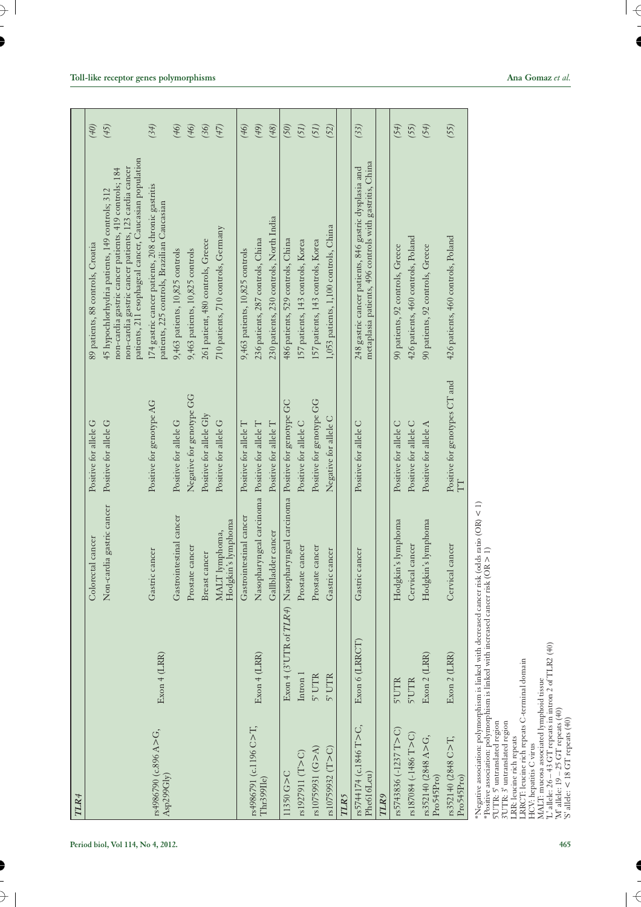| | | | | | |
|---|---|---|---|---|---|
| ***TLR4*** | | | | | |
| rs4986790 (c.896 A>G, Asp299Gly) | Exon 4 (LRR) | Colorectal cancer | Positive for allele G | 89 patients, 88 controls, Croatia | (40) |
| | | Non-cardia gastric cancer | Positive for allele G | 45 hypochlorhydria patients, 149 controls; 312 non-cardia gastric cancer patients, 419 controls; 184 non-cardia gastric cancer patients, 123 cardia cancer patients, 211 esophageal cancer, Caucasian population | (45) |
| | | Gastric cancer | Positive for genotype AG | 174 gastric cancer patients, 208 chronic gastritis patients, 225 controls, Brazilian Caucasian | (34) |
| | | Gastrointestinal cancer | Positive for allele G | 9,463 patients, 10,825 controls | (46) |
| | | Prostate cancer | Negative for genotype GG | 9,463 patients, 10,825 controls | (46) |
| | | Breast cancer | Positive for allele Gly | 261 patient, 480 controls, Greece | (36) |
| | | MALT lymphoma, Hodgkin's lymphoma | Positive for allele G | 710 patients, 710 controls, Germany | (47) |
| rs4986791 (c.1196 C>T, Thr399Ile) | Exon 4 (LRR) | Gastrointestinal cancer | Positive for allele T | 9,463 patients, 10,825 controls | (46) |
| | | Nasopharyngeal carcinoma | Positive for allele T | 236 patients, 287 controls, China | (49) |
| | | Gallbladder cancer | Positive for allele T | 230 patients, 230 controls, North India | (48) |
| 11350 G>C | Exon 4 (3'UTR of *TLR4*) | Nasopharyngeal carcinoma | Positive for genotype GC | 486 patients, 529 controls, China | (50) |
| rs1927911 (T>C) | Intron 1 | Prostate cancer | Positive for allele C | 157 patients, 143 controls, Korea | (51) |
| rs10759931 (G>A) | 5' UTR | Prostate cancer | Positive for genotype GG | 157 patients, 143 controls, Korea | (51) |
| rs10759932 (T>C) | 5' UTR | Gastric cancer | Negative for allele C | 1,053 patients, 1,100 controls, China | (52) |
| ***TLR5*** | | | | | |
| rs5744174 (c.1846 T>C, Phe616Leu) | Exon 6 (LRRCT) | Gastric cancer | Positive for allele C | 248 gastric cancer patients, 846 gastric dysplasia and metaplasia patients, 496 controls with gastritis, China | (33) |
| ***TLR9*** | | | | | |
| rs5743836 (-1237 T>C) | 5'UTR | Hodgkin's lymphoma | Positive for allele C | 90 patients, 92 controls, Greece | (54) |
| rs187084 (-1486 T>C) | 5'UTR | Cervical cancer | Positive for allele C | 426 patients, 460 controls, Poland | (55) |
| rs352140 (2848 A>G, Pro545Pro) | Exon 2 (LRR) | Hodgkin's lymphoma | Positive for allele A | 90 patients, 92 controls, Greece | (54) |
| rs352140 (2848 C>T, Pro545Pro) | Exon 2 (LRR) | Cervical cancer | Positive for genotypes CT and TT | 426 patients, 460 controls, Poland | (55) |

[a]Negative association: polymorphism is linked with decreased cancer risk (odds ratio (OR) < 1)
[a]Positive association: polymorphism is linked with increased cancer risk (OR > 1)
5'UTR: 5' untranslated region
3'UTR: 3' untranslated region
LRR: leucine rich repeats
LRRCT: leucine rich repeats C-terminal domain
HCV: hepatitis C virus
MALT: mucosa associated lymphoid tissue
[b]L' allele: 26 – 43 GT repeats in intron 2 of TLR2 (40)
[c]M' allele: 19 – 25 GT repeats (40)
[d]S' allele: < 18 GT repeats (40)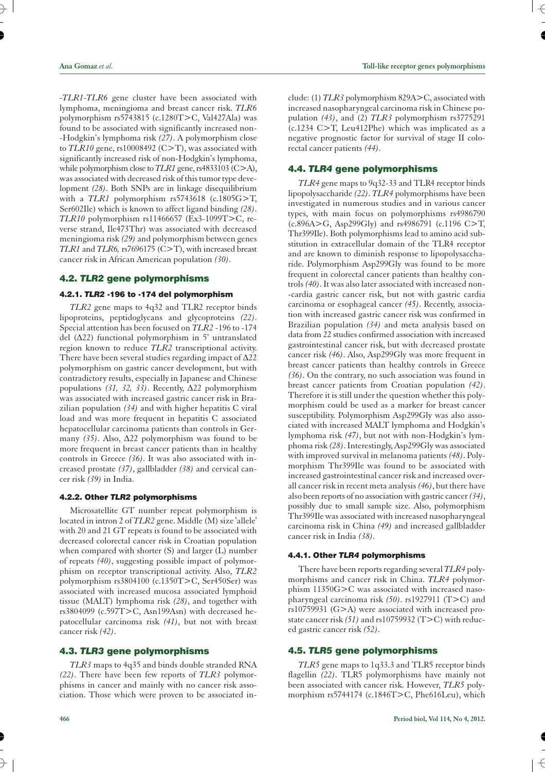-*TLR1-TLR6* gene cluster have been associated with lymphoma, meningioma and breast cancer risk. *TLR6* polymorphism rs5743815 (c.1280T>C, Val427Ala) was found to be associated with significantly increased non-Hodgkin's lymphoma risk *(27)*. A polymorphism close to *TLR10* gene, rs10008492 (C>T), was associated with significantly increased risk of non-Hodgkin's lymphoma, while polymorphism close to *TLR1* gene, rs4833103 (C>A), was associated with decreased risk of this tumor type development *(28)*. Both SNPs are in linkage disequilibrium with a *TLR1* polymorphism rs5743618 (c.1805G>T, Ser602Ile) which is known to affect ligand binding *(28)*. *TLR10* polymorphism rs11466657 (Ex3-1099T>C, reverse strand, Ile473Thr) was associated with decreased meningioma risk *(29)* and polymorphism between genes *TLR1* and *TLR6,* rs7696175 (C>T), with increased breast cancer risk in African American population *(30)*.

## 4.2. *TLR2* gene polymorphisms

### 4.2.1. *TLR2* -196 to -174 del polymorphism

*TLR2* gene maps to 4q32 and TLR2 receptor binds lipoproteins, peptidoglycans and glycoproteins *(22)*. Special attention has been focused on *TLR2* -196 to -174 del (Δ22) functional polymorphism in 5' untranslated region known to reduce *TLR2* transcriptional activity. There have been several studies regarding impact of Δ22 polymorphism on gastric cancer development, but with contradictory results, especially in Japanese and Chinese populations *(31, 32, 33)*. Recently, Δ22 polymorphism was associated with increased gastric cancer risk in Brazilian population *(34)* and with higher hepatitis C viral load and was more frequent in hepatitis C associated hepatocellular carcinoma patients than controls in Germany *(35)*. Also, Δ22 polymorphism was found to be more frequent in breast cancer patients than in healthy controls in Greece *(36)*. It was also associated with increased prostate *(37)*, gallbladder *(38)* and cervical cancer risk *(39)* in India.

### 4.2.2. Other *TLR2* polymorphisms

Microsatellite GT number repeat polymorphism is located in intron 2 of *TLR2* gene. Middle (M) size 'allele' with 20 and 21 GT repeats is found to be associated with decreased colorectal cancer risk in Croatian population when compared with shorter (S) and larger (L) number of repeats *(40)*, suggesting possible impact of polymorphism on receptor transcriptional activity. Also, *TLR2* polymorphism rs3804100 (c.1350T>C, Ser450Ser) was associated with increased mucosa associated lymphoid tissue (MALT) lymphoma risk *(28)*, and together with rs3804099 (c.597T>C, Asn199Asn) with decreased hepatocellular carcinoma risk *(41)*, but not with breast cancer risk *(42)*.

## 4.3. *TLR3* gene polymorphisms

*TLR3* maps to 4q35 and binds double stranded RNA *(22)*. There have been few reports of *TLR3* polymorphisms in cancer and mainly with no cancer risk association. Those which were proven to be associated include: (1) *TLR3* polymorphism 829A>C, associated with increased nasopharyngeal carcinoma risk in Chinese population *(43)*, and (2) *TLR3* polymorphism rs3775291 (c.1234 C>T, Leu412Phe) which was implicated as a negative prognostic factor for survival of stage II colorectal cancer patients *(44)*.

## 4.4. *TLR4* gene polymorphisms

*TLR4* gene maps to 9q32-33 and TLR4 receptor binds lipopolysaccharide *(22)*. *TLR4* polymorphisms have been investigated in numerous studies and in various cancer types, with main focus on polymorphisms rs4986790 (c.896A>G, Asp299Gly) and rs4986791 (c.1196 C>T, Thr399Ile). Both polymorphisms lead to amino acid substitution in extracellular domain of the TLR4 receptor and are known to diminish response to lipopolysaccharide. Polymorphism Asp299Gly was found to be more frequent in colorectal cancer patients than healthy controls *(40)*. It was also later associated with increased non-cardia gastric cancer risk, but not with gastric cardia carcinoma or esophageal cancer *(45)*. Recently, association with increased gastric cancer risk was confirmed in Brazilian population *(34)* and meta analysis based on data from 22 studies confirmed association with increased gastrointestinal cancer risk, but with decreased prostate cancer risk *(46)*. Also, Asp299Gly was more frequent in breast cancer patients than healthy controls in Greece *(36)*. On the contrary, no such association was found in breast cancer patients from Croatian population *(42)*. Therefore it is still under the question whether this polymorphism could be used as a marker for breast cancer susceptibility. Polymorphism Asp299Gly was also associated with increased MALT lymphoma and Hodgkin's lymphoma risk *(47)*, but not with non-Hodgkin's lymphoma risk *(28)*. Interestingly, Asp299Gly was associated with improved survival in melanoma patients *(48)*. Polymorphism Thr399Ile was found to be associated with increased gastrointestinal cancer risk and increased overall cancer risk in recent meta analysis *(46)*, but there have also been reports of no association with gastric cancer *(34)*, possibly due to small sample size. Also, polymorphism Thr399Ile was associated with increased nasopharyngeal carcinoma risk in China *(49)* and increased gallbladder cancer risk in India *(38)*.

### 4.4.1. Other *TLR4* polymorphisms

There have been reports regarding several *TLR4* polymorphisms and cancer risk in China. *TLR4* polymorphism 11350G>C was associated with increased nasopharyngeal carcinoma risk *(50)*. rs1927911 (T>C) and rs10759931 (G>A) were associated with increased prostate cancer risk *(51)* and rs10759932 (T>C) with reduced gastric cancer risk *(52)*.

## 4.5. *TLR5* gene polymorphisms

*TLR5* gene maps to 1q33.3 and TLR5 receptor binds flagellin *(22)*. TLR5 polymorphisms have mainly not been associated with cancer risk. However, *TLR5* polymorphism rs5744174 (c.1846T>C, Phe616Leu), which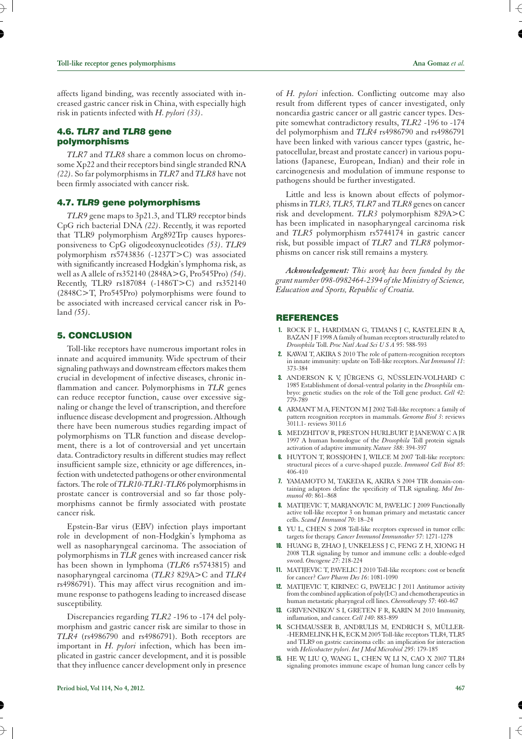affects ligand binding, was recently associated with increased gastric cancer risk in China, with especially high risk in patients infected with *H. pylori* *(33)*.

### 4.6. *TLR7* and *TLR8* gene polymorphisms

*TLR7* and *TLR8* share a common locus on chromosome Xp22 and their receptors bind single stranded RNA *(22)*. So far polymorphisms in *TLR7* and *TLR8* have not been firmly associated with cancer risk.

### 4.7. *TLR9* gene polymorphisms

*TLR9* gene maps to 3p21.3, and TLR9 receptor binds CpG rich bacterial DNA *(22)*. Recently, it was reported that TLR9 polymorphism Arg892Trp causes hyporesponsiveness to CpG oligodeoxynucleotides *(53)*. *TLR9* polymorphism rs5743836 (-1237T>C) was associated with significantly increased Hodgkin's lymphoma risk, as well as A allele of rs352140 (2848A>G, Pro545Pro) *(54)*. Recently, TLR9 rs187084 (-1486T>C) and rs352140 (2848C>T, Pro545Pro) polymorphisms were found to be associated with increased cervical cancer risk in Poland *(55)*.

## 5. CONCLUSION

Toll-like receptors have numerous important roles in innate and acquired immunity. Wide spectrum of their signaling pathways and downstream effectors makes them crucial in development of infective diseases, chronic inflammation and cancer. Polymorphisms in *TLR* genes can reduce receptor function, cause over excessive signaling or change the level of transcription, and therefore influence disease development and progression. Although there have been numerous studies regarding impact of polymorphisms on TLR function and disease development, there is a lot of controversial and yet uncertain data. Contradictory results in different studies may reflect insufficient sample size, ethnicity or age differences, infection with undetected pathogens or other environmental factors. The role of *TLR10-TLR1-TLR6* polymorphisms in prostate cancer is controversial and so far those polymorphisms cannot be firmly associated with prostate cancer risk.

Epstein-Barr virus (EBV) infection plays important role in development of non-Hodgkin's lymphoma as well as nasopharyngeal carcinoma. The association of polymorphisms in *TLR* genes with increased cancer risk has been shown in lymphoma (*TLR6* rs5743815) and nasopharyngeal carcinoma (*TLR3* 829A>C and *TLR4* rs4986791). This may affect virus recognition and immune response to pathogens leading to increased disease susceptibility.

Discrepancies regarding *TLR2* -196 to -174 del polymorphism and gastric cancer risk are similar to those in *TLR4* (rs4986790 and rs4986791). Both receptors are important in *H. pylori* infection, which has been implicated in gastric cancer development, and it is possible that they influence cancer development only in presence of *H. pylori* infection. Conflicting outcome may also result from different types of cancer investigated, only noncardia gastric cancer or all gastric cancer types. Despite somewhat contradictory results, *TLR2* -196 to -174 del polymorphism and *TLR4* rs4986790 and rs4986791 have been linked with various cancer types (gastric, hepatocellular, breast and prostate cancer) in various populations (Japanese, European, Indian) and their role in carcinogenesis and modulation of immune response to pathogens should be further investigated.

Little and less is known about effects of polymorphisms in *TLR3, TLR5, TLR7* and *TLR8* genes on cancer risk and development. *TLR3* polymorphism 829A>C has been implicated in nasopharyngeal carcinoma risk and *TLR5* polymorphism rs5744174 in gastric cancer risk, but possible impact of *TLR7* and *TLR8* polymorphisms on cancer risk still remains a mystery.

***Acknowledgement:*** *This work has been funded by the grant number 098-0982464-2394 of the Ministry of Science, Education and Sports, Republic of Croatia.*

## REFERENCES

1. ROCK F L, HARDIMAN G, TIMANS J C, KASTELEIN R A, BAZAN J F 1998 A family of human receptors structurally related to *Drosophila* Toll. *Proc Natl Acad Sci U S A 95*: 588-593
2. KAWAI T, AKIRA S 2010 The role of pattern-recognition receptors in innate immunity: update on Toll-like receptors. *Nat Immunol 11*: 373-384
3. ANDERSON K V, JÜRGENS G, NÜSSLEIN-VOLHARD C 1985 Establishment of dorsal-ventral polarity in the *Drosophila* embryo: genetic studies on the role of the Toll gene product. *Cell 42*: 779-789
4. ARMANT M A, FENTON M J 2002 Toll-like receptors: a family of pattern recognition receptors in mammals. *Genome Biol 3*: reviews 3011.1- reviews 3011.6
5. MEDZHITOV R, PRESTON HURLBURT P, JANEWAY C A JR 1997 A human homologue of the *Drosophila* Toll protein signals activation of adaptive immunity. *Nature 388*: 394-397
6. HUYTON T, ROSSJOHN J, WILCE M 2007 Toll-like receptors: structural pieces of a curve-shaped puzzle. *Immunol Cell Biol 85*: 406-410
7. YAMAMOTO M, TAKEDA K, AKIRA S 2004 TIR domain-containing adaptors define the specificity of TLR signaling. *Mol Immunol 40*: 861–868
8. MATIJEVIC T, MARJANOVIC M, PAVELIC J 2009 Functionally active toll-like receptor 3 on human primary and metastatic cancer cells. *Scand J Immunol 70*: 18–24
9. YU L, CHEN S 2008 Toll-like receptors expressed in tumor cells: targets for therapy. *Cancer Immunol Immunother 57*: 1271-1278
10. HUANG B, ZHAO J, UNKELESS J C, FENG Z H, XIONG H 2008 TLR signaling by tumor and immune cells: a double-edged sword. *Oncogene 27*: 218-224
11. MATIJEVIC T, PAVELIC J 2010 Toll-like receptors: cost or benefit for cancer? *Curr Pharm Des 16*: 1081-1090
12. MATIJEVIC T, KIRINEC G, PAVELIC J 2011 Antitumor activity from the combined application of poly(I:C) and chemotherapeutics in human metastatic pharyngeal cell lines. *Chemotherapy 57*: 460-467
13. GRIVENNIKOV S I, GRETEN F R, KARIN M 2010 Immunity, inflammation, and cancer. *Cell 140*: 883-899
14. SCHMAUSSER B, ANDRULIS M, ENDRICH S, MÜLLER-HERMELINK H K, ECK M 2005 Toll-like receptors TLR4, TLR5 and TLR9 on gastric carcinoma cells: an implication for interaction with *Helicobacter pylori*. *Int J Med Microbiol 295*: 179-185
15. HE W, LIU Q, WANG L, CHEN W, LI N, CAO X 2007 TLR4 signaling promotes immune escape of human lung cancer cells by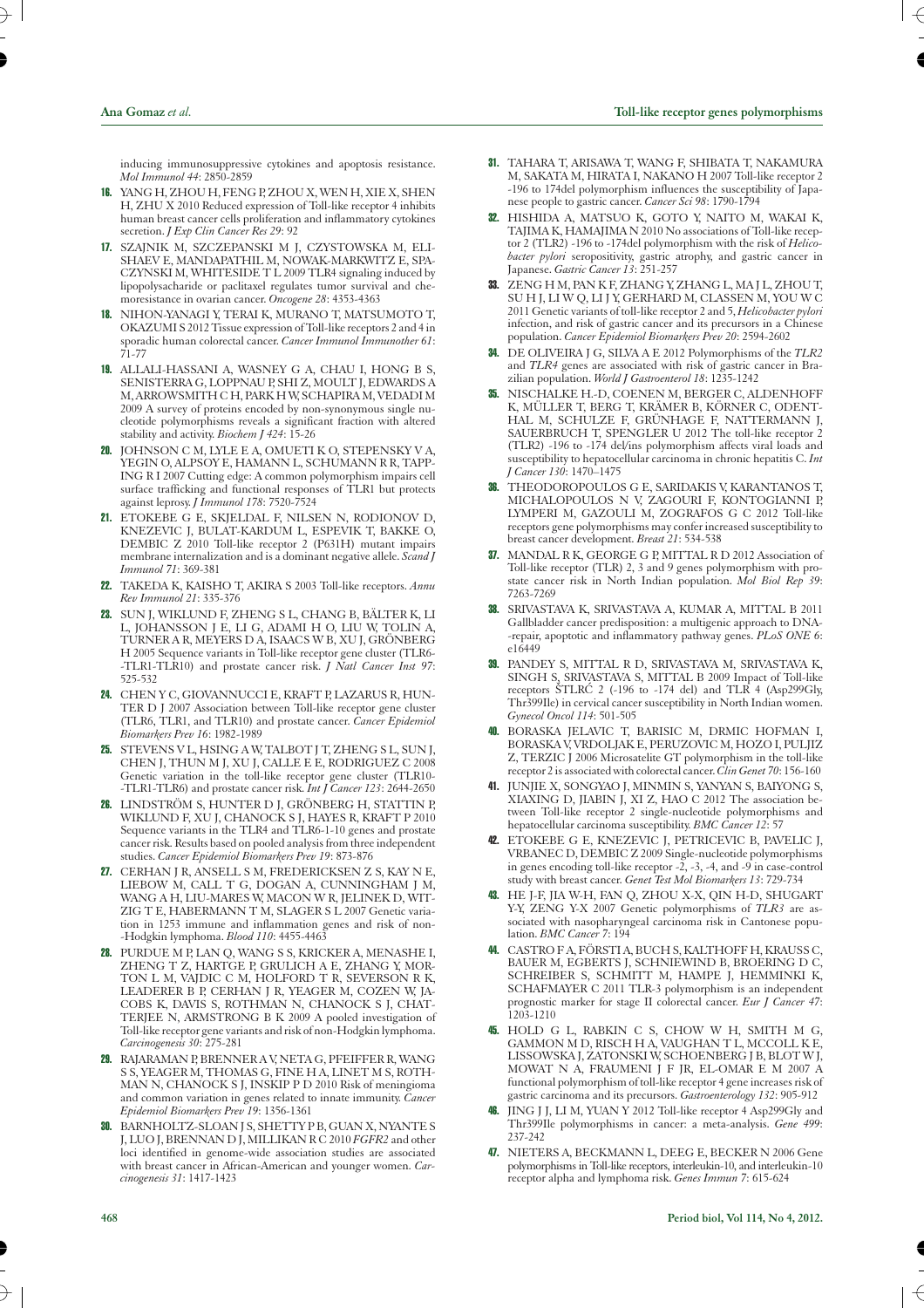inducing immunosuppressive cytokines and apoptosis resistance. *Mol Immunol 44*: 2850-2859

16. YANG H, ZHOU H, FENG P, ZHOU X, WEN H, XIE X, SHEN H, ZHU X 2010 Reduced expression of Toll-like receptor 4 inhibits human breast cancer cells proliferation and inflammatory cytokines secretion. *J Exp Clin Cancer Res 29*: 92
17. SZAJNIK M, SZCZEPANSKI M J, CZYSTOWSKA M, ELISHAEV E, MANDAPATHIL M, NOWAK-MARKWITZ E, SPACZYNSKI M, WHITESIDE T L 2009 TLR4 signaling induced by lipopolysacharide or paclitaxel regulates tumor survival and chemoresistance in ovarian cancer. *Oncogene 28*: 4353-4363
18. NIHON-YANAGI Y, TERAI K, MURANO T, MATSUMOTO T, OKAZUMI S 2012 Tissue expression of Toll-like receptors 2 and 4 in sporadic human colorectal cancer. *Cancer Immunol Immunother 61*: 71-77
19. ALLALI-HASSANI A, WASNEY G A, CHAU I, HONG B S, SENISTERRA G, LOPPNAU P, SHI Z, MOULT J, EDWARDS A M, ARROWSMITH C H, PARK H W, SCHAPIRA M, VEDADI M 2009 A survey of proteins encoded by non-synonymous single nucleotide polymorphisms reveals a significant fraction with altered stability and activity. *Biochem J 424*: 15-26
20. JOHNSON C M, LYLE E A, OMUETI K O, STEPENSKY V A, YEGIN O, ALPSOY E, HAMANN L, SCHUMANN R R, TAPPING R I 2007 Cutting edge: A common polymorphism impairs cell surface trafficking and functional responses of TLR1 but protects against leprosy. *J Immunol 178*: 7520-7524
21. ETOKEBE G E, SKJELDAL F, NILSEN N, RODIONOV D, KNEZEVIC J, BULAT-KARDUM L, ESPEVIK T, BAKKE O, DEMBIC Z 2010 Toll-like receptor 2 (P631H) mutant impairs membrane internalization and is a dominant negative allele. *Scand J Immunol 71*: 369-381
22. TAKEDA K, KAISHO T, AKIRA S 2003 Toll-like receptors. *Annu Rev Immunol 21*: 335-376
23. SUN J, WIKLUND F, ZHENG S L, CHANG B, BÄLTER K, LI L, JOHANSSON J E, LI G, ADAMI H O, LIU W, TOLIN A, TURNER A R, MEYERS D A, ISAACS W B, XU J, GRÖNBERG H 2005 Sequence variants in Toll-like receptor gene cluster (TLR6-TLR1-TLR10) and prostate cancer risk. *J Natl Cancer Inst 97*: 525-532
24. CHEN Y C, GIOVANNUCCI E, KRAFT P, LAZARUS R, HUNTER D J 2007 Association between Toll-like receptor gene cluster (TLR6, TLR1, and TLR10) and prostate cancer. *Cancer Epidemiol Biomarkers Prev 16*: 1982-1989
25. STEVENS V L, HSING A W, TALBOT J T, ZHENG S L, SUN J, CHEN J, THUN M J, XU J, CALLE E E, RODRIGUEZ C 2008 Genetic variation in the toll-like receptor gene cluster (TLR10-TLR1-TLR6) and prostate cancer risk. *Int J Cancer 123*: 2644-2650
26. LINDSTRÖM S, HUNTER D J, GRÖNBERG H, STATTIN P, WIKLUND F, XU J, CHANOCK S J, HAYES R, KRAFT P 2010 Sequence variants in the TLR4 and TLR6-1-10 genes and prostate cancer risk. Results based on pooled analysis from three independent studies. *Cancer Epidemiol Biomarkers Prev 19*: 873-876
27. CERHAN J R, ANSELL S M, FREDERICKSEN Z S, KAY N E, LIEBOW M, CALL T G, DOGAN A, CUNNINGHAM J M, WANG A H, LIU-MARES W, MACON W R, JELINEK D, WITZIG T E, HABERMANN T M, SLAGER S L 2007 Genetic variation in 1253 immune and inflammation genes and risk of non-Hodgkin lymphoma. *Blood 110*: 4455-4463
28. PURDUE M P, LAN Q, WANG S S, KRICKER A, MENASHE I, ZHENG T Z, HARTGE P, GRULICH A E, ZHANG Y, MORTON L M, VAJDIC C M, HOLFORD T R, SEVERSON R K, LEADERER B P, CERHAN J R, YEAGER M, COZEN W, JACOBS K, DAVIS S, ROTHMAN N, CHANOCK S J, CHATTERJEE N, ARMSTRONG B K 2009 A pooled investigation of Toll-like receptor gene variants and risk of non-Hodgkin lymphoma. *Carcinogenesis 30*: 275-281
29. RAJARAMAN P, BRENNER A V, NETA G, PFEIFFER R, WANG S S, YEAGER M, THOMAS G, FINE H A, LINET M S, ROTHMAN N, CHANOCK S J, INSKIP P D 2010 Risk of meningioma and common variation in genes related to innate immunity. *Cancer Epidemiol Biomarkers Prev 19*: 1356-1361
30. BARNHOLTZ-SLOAN J S, SHETTY P B, GUAN X, NYANTE S J, LUO J, BRENNAN D J, MILLIKAN R C 2010 *FGFR2* and other loci identified in genome-wide association studies are associated with breast cancer in African-American and younger women. *Carcinogenesis 31*: 1417-1423
31. TAHARA T, ARISAWA T, WANG F, SHIBATA T, NAKAMURA M, SAKATA M, HIRATA I, NAKANO H 2007 Toll-like receptor 2 -196 to 174del polymorphism influences the susceptibility of Japanese people to gastric cancer. *Cancer Sci 98*: 1790-1794
32. HISHIDA A, MATSUO K, GOTO Y, NAITO M, WAKAI K, TAJIMA K, HAMAJIMA N 2010 No associations of Toll-like receptor 2 (TLR2) -196 to -174del polymorphism with the risk of *Helicobacter pylori* seropositivity, gastric atrophy, and gastric cancer in Japanese. *Gastric Cancer 13*: 251-257
33. ZENG H M, PAN K F, ZHANG Y, ZHANG L, MA J L, ZHOU T, SU H J, LI W Q, LI J Y, GERHARD M, CLASSEN M, YOU W C 2011 Genetic variants of toll-like receptor 2 and 5, *Helicobacter pylori* infection, and risk of gastric cancer and its precursors in a Chinese population. *Cancer Epidemiol Biomarkers Prev 20*: 2594-2602
34. DE OLIVEIRA J G, SILVA A E 2012 Polymorphisms of the *TLR2* and *TLR4* genes are associated with risk of gastric cancer in Brazilian population. *World J Gastroenterol 18*: 1235-1242
35. NISCHALKE H.-D, COENEN M, BERGER C, ALDENHOFF K, MÜLLER T, BERG T, KRÄMER B, KÖRNER C, ODENTHAL M, SCHULZE F, GRÜNHAGE F, NATTERMANN J, SAUERBRUCH T, SPENGLER U 2012 The toll-like receptor 2 (TLR2) -196 to -174 del/ins polymorphism affects viral loads and susceptibility to hepatocellular carcinoma in chronic hepatitis C. *Int J Cancer 130*: 1470–1475
36. THEODOROPOULOS G E, SARIDAKIS V, KARANTANOS T, MICHALOPOULOS N V, ZAGOURI F, KONTOGIANNI P, LYMPERI M, GAZOULI M, ZOGRAFOS G C 2012 Toll-like receptors gene polymorphisms may confer increased susceptibility to breast cancer development. *Breast 21*: 534-538
37. MANDAL R K, GEORGE G P, MITTAL R D 2012 Association of Toll-like receptor (TLR) 2, 3 and 9 genes polymorphism with prostate cancer risk in North Indian population. *Mol Biol Rep 39*: 7263-7269
38. SRIVASTAVA K, SRIVASTAVA A, KUMAR A, MITTAL B 2011 Gallbladder cancer predisposition: a multigenic approach to DNA-repair, apoptotic and inflammatory pathway genes. *PLoS ONE 6*: e16449
39. PANDEY S, MITTAL R D, SRIVASTAVA M, SRIVASTAVA K, SINGH S, SRIVASTAVA S, MITTAL B 2009 Impact of Toll-like receptors ŠTLRĆ 2 (-196 to -174 del) and TLR 4 (Asp299Gly, Thr399Ile) in cervical cancer susceptibility in North Indian women. *Gynecol Oncol 114*: 501-505
40. BORASKA JELAVIC T, BARISIC M, DRMIC HOFMAN I, BORASKA V, VRDOLJAK E, PERUZOVIC M, HOZO I, PULJIZ Z, TERZIC J 2006 Microsatelite GT polymorphism in the toll-like receptor 2 is associated with colorectal cancer. *Clin Genet 70*: 156-160
41. JUNJIE X, SONGYAO J, MINMIN S, YANYAN S, BAIYONG S, XIAXING D, JIABIN J, XI Z, HAO C 2012 The association between Toll-like receptor 2 single-nucleotide polymorphisms and hepatocellular carcinoma susceptibility. *BMC Cancer 12*: 57
42. ETOKEBE G E, KNEZEVIC J, PETRICEVIC B, PAVELIC J, VRBANEC D, DEMBIC Z 2009 Single-nucleotide polymorphisms in genes encoding toll-like receptor -2, -3, -4, and -9 in case-control study with breast cancer. *Genet Test Mol Biomarkers 13*: 729-734
43. HE J-F, JIA W-H, FAN Q, ZHOU X-X, QIN H-D, SHUGART Y-Y, ZENG Y-X 2007 Genetic polymorphisms of *TLR3* are associated with nasopharyngeal carcinoma risk in Cantonese population. *BMC Cancer 7*: 194
44. CASTRO F A, FÖRSTI A, BUCH S, KALTHOFF H, KRAUSS C, BAUER M, EGBERTS J, SCHNIEWIND B, BROERING D C, SCHREIBER S, SCHMITT M, HAMPE J, HEMMINKI K, SCHAFMAYER C 2011 TLR-3 polymorphism is an independent prognostic marker for stage II colorectal cancer. *Eur J Cancer 47*: 1203-1210
45. HOLD G L, RABKIN C S, CHOW W H, SMITH M G, GAMMON M D, RISCH H A, VAUGHAN T L, MCCOLL K E, LISSOWSKA J, ZATONSKI W, SCHOENBERG J B, BLOT W J, MOWAT N A, FRAUMENI J F JR, EL-OMAR E M 2007 A functional polymorphism of toll-like receptor 4 gene increases risk of gastric carcinoma and its precursors. *Gastroenterology 132*: 905-912
46. JING J J, LI M, YUAN Y 2012 Toll-like receptor 4 Asp299Gly and Thr399Ile polymorphisms in cancer: a meta-analysis. *Gene 499*: 237-242
47. NIETERS A, BECKMANN L, DEEG E, BECKER N 2006 Gene polymorphisms in Toll-like receptors, interleukin-10, and interleukin-10 receptor alpha and lymphoma risk. *Genes Immun 7*: 615-624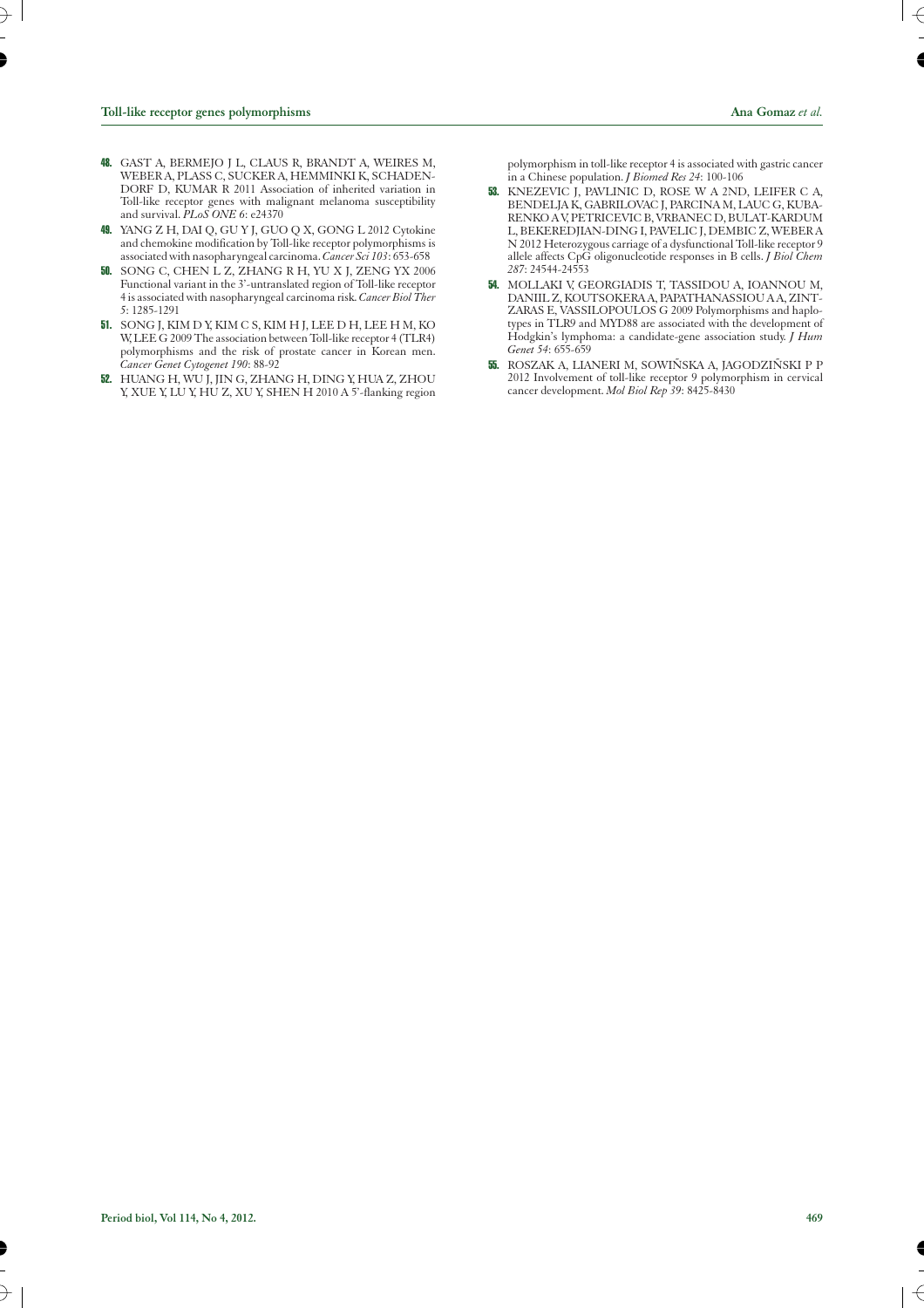48. GAST A, BERMEJO J L, CLAUS R, BRANDT A, WEIRES M, WEBER A, PLASS C, SUCKER A, HEMMINKI K, SCHADENDORF D, KUMAR R 2011 Association of inherited variation in Toll-like receptor genes with malignant melanoma susceptibility and survival. *PLoS ONE 6*: e24370

49. YANG Z H, DAI Q, GU Y J, GUO Q X, GONG L 2012 Cytokine and chemokine modification by Toll-like receptor polymorphisms is associated with nasopharyngeal carcinoma. *Cancer Sci 103*: 653-658

50. SONG C, CHEN L Z, ZHANG R H, YU X J, ZENG YX 2006 Functional variant in the 3'-untranslated region of Toll-like receptor 4 is associated with nasopharyngeal carcinoma risk. *Cancer Biol Ther 5*: 1285-1291

51. SONG J, KIM D Y, KIM C S, KIM H J, LEE D H, LEE H M, KO W, LEE G 2009 The association between Toll-like receptor 4 (TLR4) polymorphisms and the risk of prostate cancer in Korean men. *Cancer Genet Cytogenet 190*: 88-92

52. HUANG H, WU J, JIN G, ZHANG H, DING Y, HUA Z, ZHOU Y, XUE Y, LU Y, HU Z, XU Y, SHEN H 2010 A 5'-flanking region polymorphism in toll-like receptor 4 is associated with gastric cancer in a Chinese population. *J Biomed Res 24*: 100-106

53. KNEZEVIC J, PAVLINIC D, ROSE W A 2ND, LEIFER C A, BENDELJA K, GABRILOVAC J, PARCINA M, LAUC G, KUBARENKO A V, PETRICEVIC B, VRBANEC D, BULAT-KARDUM L, BEKEREDJIAN-DING I, PAVELIC J, DEMBIC Z, WEBER A N 2012 Heterozygous carriage of a dysfunctional Toll-like receptor 9 allele affects CpG oligonucleotide responses in B cells. *J Biol Chem 287*: 24544-24553

54. MOLLAKI V, GEORGIADIS T, TASSIDOU A, IOANNOU M, DANIIL Z, KOUTSOKERA A, PAPATHANASSIOU A A, ZINTZARAS E, VASSILOPOULOS G 2009 Polymorphisms and haplotypes in TLR9 and MYD88 are associated with the development of Hodgkin's lymphoma: a candidate-gene association study. *J Hum Genet 54*: 655-659

55. ROSZAK A, LIANERI M, SOWIŃSKA A, JAGODZIŃSKI P P 2012 Involvement of toll-like receptor 9 polymorphism in cervical cancer development. *Mol Biol Rep 39*: 8425-8430